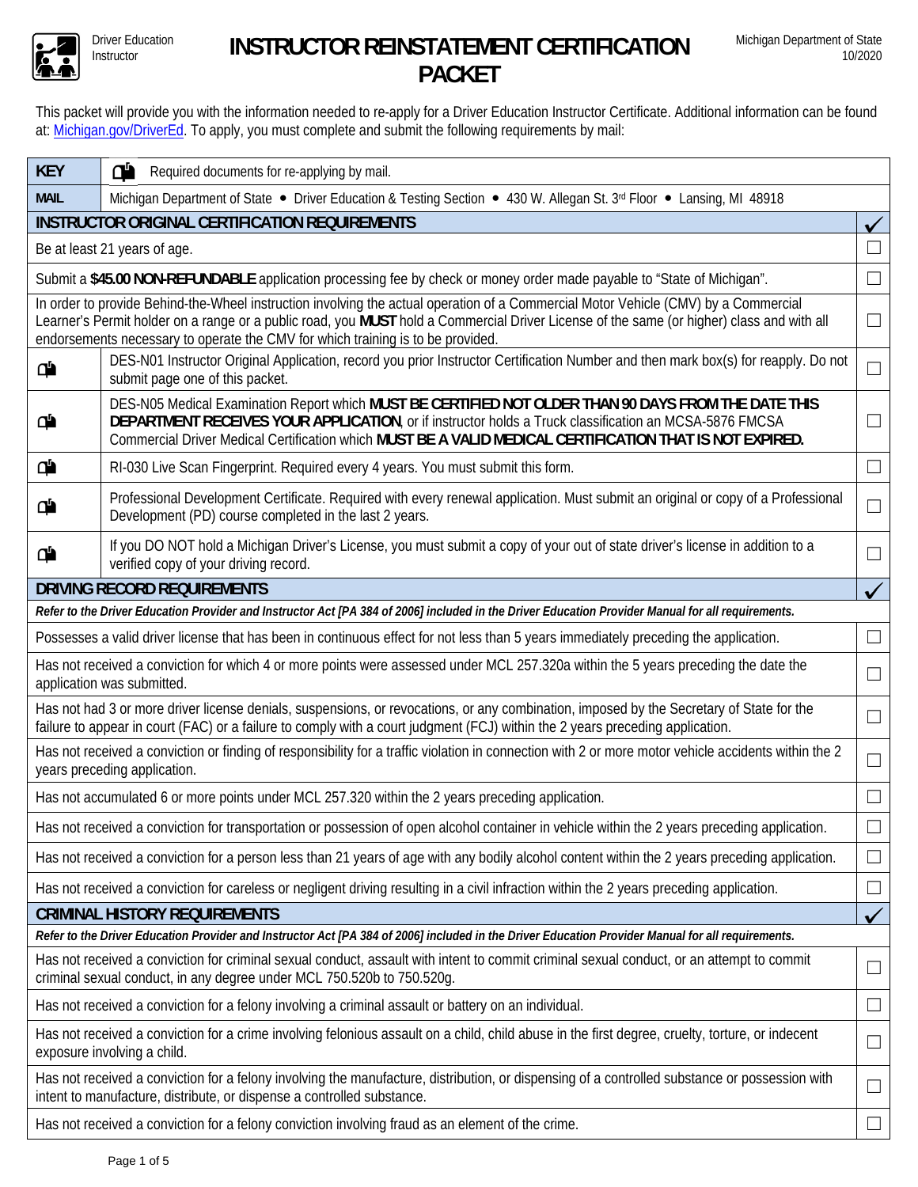Driver Education Instructor

# INSTRUCTOR REINSTATEMENT CERTIFICATION PACKET

Michigan Department of State 10/2020

This packet will provide you with the information needed to re-apply for a Driver Education Instructor Certificate. Additional information can be found at: Michigan.gov/DriverEd. To apply, you must complete and submit the following requirements by mail:

| **KEY** | 📬 Required documents for re-applying by mail. | |
|---|---|---|
| **MAIL** | Michigan Department of State • Driver Education & Testing Section • 430 W. Allegan St. 3rd Floor • Lansing, MI 48918 | |
| **INSTRUCTOR ORIGINAL CERTIFICATION REQUIREMENTS** | | ✓ |
| Be at least 21 years of age. | | ☐ |
| Submit a **$45.00 NON-REFUNDABLE** application processing fee by check or money order made payable to "State of Michigan". | | ☐ |
| In order to provide Behind-the-Wheel instruction involving the actual operation of a Commercial Motor Vehicle (CMV) by a Commercial Learner's Permit holder on a range or a public road, you **MUST** hold a Commercial Driver License of the same (or higher) class and with all endorsements necessary to operate the CMV for which training is to be provided. | | ☐ |
| 📬 | DES-N01 Instructor Original Application, record you prior Instructor Certification Number and then mark box(s) for reapply. Do not submit page one of this packet. | ☐ |
| 📬 | DES-N05 Medical Examination Report which **MUST BE CERTIFIED NOT OLDER THAN 90 DAYS FROM THE DATE THIS DEPARTMENT RECEIVES YOUR APPLICATION**, or if instructor holds a Truck classification an MCSA-5876 FMCSA Commercial Driver Medical Certification which **MUST BE A VALID MEDICAL CERTIFICATION THAT IS NOT EXPIRED.** | ☐ |
| 📬 | RI-030 Live Scan Fingerprint. Required every 4 years. You must submit this form. | ☐ |
| 📬 | Professional Development Certificate. Required with every renewal application. Must submit an original or copy of a Professional Development (PD) course completed in the last 2 years. | ☐ |
| 📬 | If you DO NOT hold a Michigan Driver's License, you must submit a copy of your out of state driver's license in addition to a verified copy of your driving record. | ☐ |
| **DRIVING RECORD REQUIREMENTS** | | ✓ |
| ***Refer to the Driver Education Provider and Instructor Act [PA 384 of 2006] included in the Driver Education Provider Manual for all requirements.*** | | |
| Possesses a valid driver license that has been in continuous effect for not less than 5 years immediately preceding the application. | | ☐ |
| Has not received a conviction for which 4 or more points were assessed under MCL 257.320a within the 5 years preceding the date the application was submitted. | | ☐ |
| Has not had 3 or more driver license denials, suspensions, or revocations, or any combination, imposed by the Secretary of State for the failure to appear in court (FAC) or a failure to comply with a court judgment (FCJ) within the 2 years preceding application. | | ☐ |
| Has not received a conviction or finding of responsibility for a traffic violation in connection with 2 or more motor vehicle accidents within the 2 years preceding application. | | ☐ |
| Has not accumulated 6 or more points under MCL 257.320 within the 2 years preceding application. | | ☐ |
| Has not received a conviction for transportation or possession of open alcohol container in vehicle within the 2 years preceding application. | | ☐ |
| Has not received a conviction for a person less than 21 years of age with any bodily alcohol content within the 2 years preceding application. | | ☐ |
| Has not received a conviction for careless or negligent driving resulting in a civil infraction within the 2 years preceding application. | | ☐ |
| **CRIMINAL HISTORY REQUIREMENTS** | | ✓ |
| ***Refer to the Driver Education Provider and Instructor Act [PA 384 of 2006] included in the Driver Education Provider Manual for all requirements.*** | | |
| Has not received a conviction for criminal sexual conduct, assault with intent to commit criminal sexual conduct, or an attempt to commit criminal sexual conduct, in any degree under MCL 750.520b to 750.520g. | | ☐ |
| Has not received a conviction for a felony involving a criminal assault or battery on an individual. | | ☐ |
| Has not received a conviction for a crime involving felonious assault on a child, child abuse in the first degree, cruelty, torture, or indecent exposure involving a child. | | ☐ |
| Has not received a conviction for a felony involving the manufacture, distribution, or dispensing of a controlled substance or possession with intent to manufacture, distribute, or dispense a controlled substance. | | ☐ |
| Has not received a conviction for a felony conviction involving fraud as an element of the crime. | | ☐ |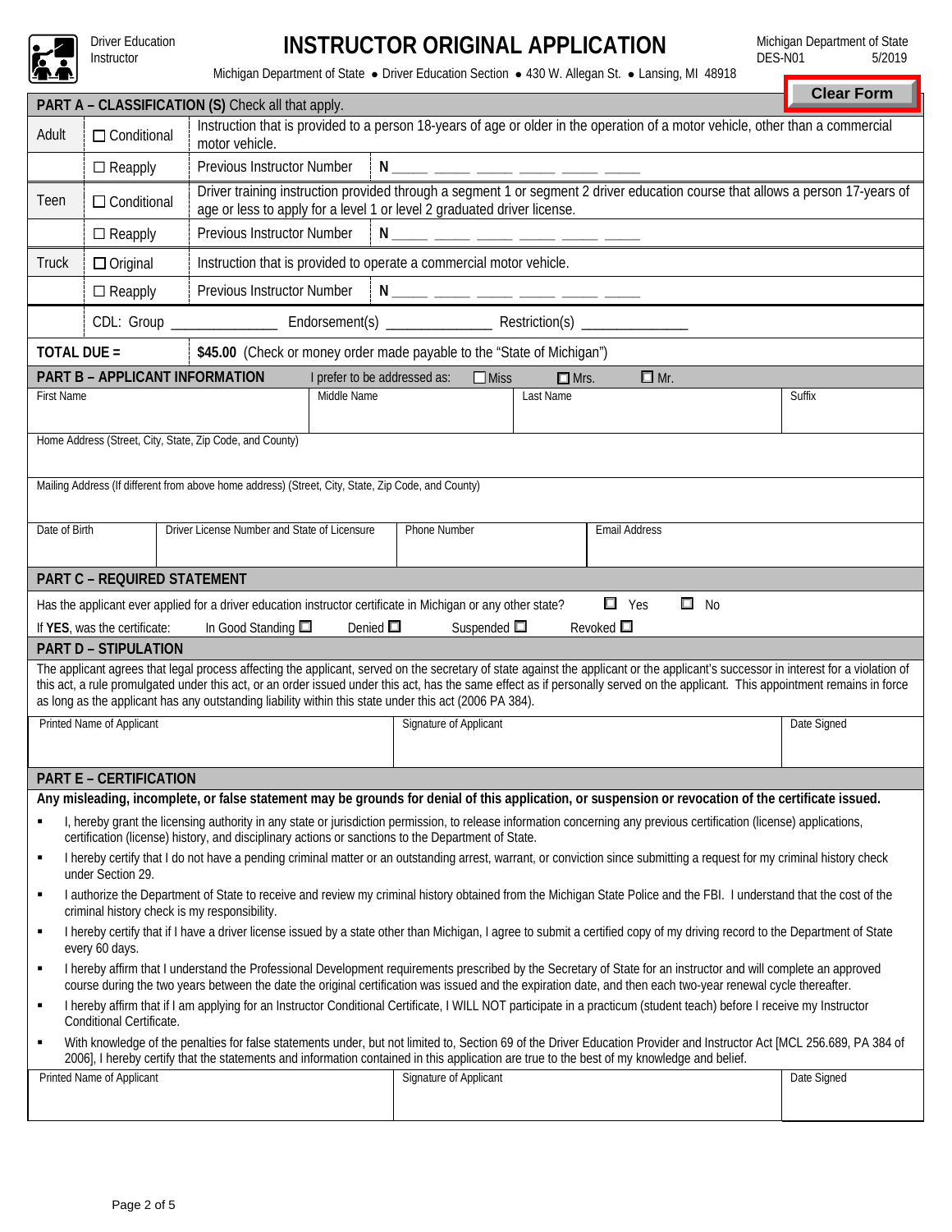Driver Education Instructor

# INSTRUCTOR ORIGINAL APPLICATION

Michigan Department of State
DES-N01 5/2019

Michigan Department of State • Driver Education Section • 430 W. Allegan St. • Lansing, MI 48918

Clear Form

## PART A – CLASSIFICATION (S) Check all that apply.

| | | |
|---|---|---|
| Adult | ☐ Conditional | Instruction that is provided to a person 18-years of age or older in the operation of a motor vehicle, other than a commercial motor vehicle. |
| | ☐ Reapply | Previous Instructor Number N ____ ____ ____ ____ ____ ____ |
| Teen | ☐ Conditional | Driver training instruction provided through a segment 1 or segment 2 driver education course that allows a person 17-years of age or less to apply for a level 1 or level 2 graduated driver license. |
| | ☐ Reapply | Previous Instructor Number N ____ ____ ____ ____ ____ ____ |
| Truck | ☐ Original | Instruction that is provided to operate a commercial motor vehicle. |
| | ☐ Reapply | Previous Instructor Number N ____ ____ ____ ____ ____ ____ |
| | CDL: Group ______________ Endorsement(s) ______________ Restriction(s) ______________ | |
| **TOTAL DUE =** | **$45.00** (Check or money order made payable to the "State of Michigan") | |

## PART B – APPLICANT INFORMATION

I prefer to be addressed as: ☐ Miss ☐ Mrs. ☐ Mr.

| First Name | Middle Name | Last Name | Suffix |
|---|---|---|---|
| | | | |

Home Address (Street, City, State, Zip Code, and County)

Mailing Address (If different from above home address) (Street, City, State, Zip Code, and County)

| Date of Birth | Driver License Number and State of Licensure | Phone Number | Email Address |
|---|---|---|---|
| | | | |

## PART C – REQUIRED STATEMENT

Has the applicant ever applied for a driver education instructor certificate in Michigan or any other state? ☐ Yes ☐ No

If **YES**, was the certificate: In Good Standing ☐ Denied ☐ Suspended ☐ Revoked ☐

## PART D – STIPULATION

The applicant agrees that legal process affecting the applicant, served on the secretary of state against the applicant or the applicant's successor in interest for a violation of this act, a rule promulgated under this act, or an order issued under this act, has the same effect as if personally served on the applicant. This appointment remains in force as long as the applicant has any outstanding liability within this state under this act (2006 PA 384).

| Printed Name of Applicant | Signature of Applicant | Date Signed |
|---|---|---|
| | | |

## PART E – CERTIFICATION

**Any misleading, incomplete, or false statement may be grounds for denial of this application, or suspension or revocation of the certificate issued.**

- I, hereby grant the licensing authority in any state or jurisdiction permission, to release information concerning any previous certification (license) applications, certification (license) history, and disciplinary actions or sanctions to the Department of State.
- I hereby certify that I do not have a pending criminal matter or an outstanding arrest, warrant, or conviction since submitting a request for my criminal history check under Section 29.
- I authorize the Department of State to receive and review my criminal history obtained from the Michigan State Police and the FBI. I understand that the cost of the criminal history check is my responsibility.
- I hereby certify that if I have a driver license issued by a state other than Michigan, I agree to submit a certified copy of my driving record to the Department of State every 60 days.
- I hereby affirm that I understand the Professional Development requirements prescribed by the Secretary of State for an instructor and will complete an approved course during the two years between the date the original certification was issued and the expiration date, and then each two-year renewal cycle thereafter.
- I hereby affirm that if I am applying for an Instructor Conditional Certificate, I WILL NOT participate in a practicum (student teach) before I receive my Instructor Conditional Certificate.
- With knowledge of the penalties for false statements under, but not limited to, Section 69 of the Driver Education Provider and Instructor Act [MCL 256.689, PA 384 of 2006], I hereby certify that the statements and information contained in this application are true to the best of my knowledge and belief.

| Printed Name of Applicant | Signature of Applicant | Date Signed |
|---|---|---|
| | | |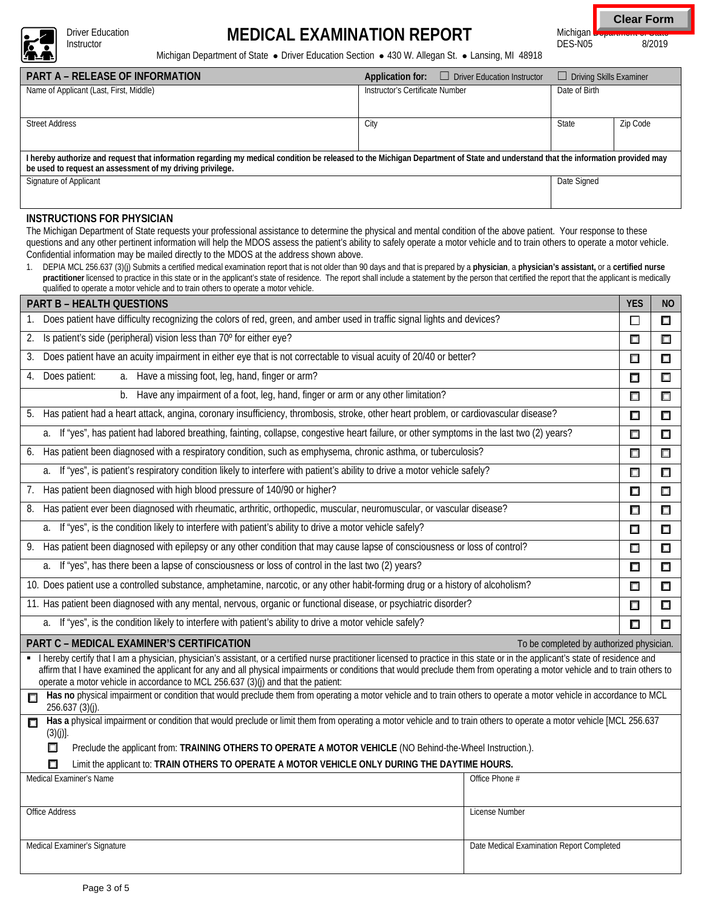Driver Education Instructor

# MEDICAL EXAMINATION REPORT

Michigan Department of State
DES-N05 8/2019

Michigan Department of State • Driver Education Section • 430 W. Allegan St. • Lansing, MI 48918

| PART A – RELEASE OF INFORMATION | Application for: ☐ Driver Education Instructor | ☐ Driving Skills Examiner | |
|---|---|---|---|
| Name of Applicant (Last, First, Middle) | Instructor's Certificate Number | Date of Birth | |
| Street Address | City | State | Zip Code |

**I hereby authorize and request that information regarding my medical condition be released to the Michigan Department of State and understand that the information provided may be used to request an assessment of my driving privilege.**

| Signature of Applicant | Date Signed |
|---|---|
| | |

## INSTRUCTIONS FOR PHYSICIAN

The Michigan Department of State requests your professional assistance to determine the physical and mental condition of the above patient. Your response to these questions and any other pertinent information will help the MDOS assess the patient's ability to safely operate a motor vehicle and to train others to operate a motor vehicle. Confidential information may be mailed directly to the MDOS at the address shown above.

1. DEPIA MCL 256.637 (3)(j) Submits a certified medical examination report that is not older than 90 days and that is prepared by a **physician**, a **physician's assistant,** or a **certified nurse practitioner** licensed to practice in this state or in the applicant's state of residence. The report shall include a statement by the person that certified the report that the applicant is medically qualified to operate a motor vehicle and to train others to operate a motor vehicle.

| PART B – HEALTH QUESTIONS | YES | NO |
|---|---|---|
| 1. Does patient have difficulty recognizing the colors of red, green, and amber used in traffic signal lights and devices? | ☐ | ☐ |
| 2. Is patient's side (peripheral) vision less than 70º for either eye? | ☐ | ☐ |
| 3. Does patient have an acuity impairment in either eye that is not correctable to visual acuity of 20/40 or better? | ☐ | ☐ |
| 4. Does patient: a. Have a missing foot, leg, hand, finger or arm? | ☐ | ☐ |
| b. Have any impairment of a foot, leg, hand, finger or arm or any other limitation? | ☐ | ☐ |
| 5. Has patient had a heart attack, angina, coronary insufficiency, thrombosis, stroke, other heart problem, or cardiovascular disease? | ☐ | ☐ |
| a. If "yes", has patient had labored breathing, fainting, collapse, congestive heart failure, or other symptoms in the last two (2) years? | ☐ | ☐ |
| 6. Has patient been diagnosed with a respiratory condition, such as emphysema, chronic asthma, or tuberculosis? | ☐ | ☐ |
| a. If "yes", is patient's respiratory condition likely to interfere with patient's ability to drive a motor vehicle safely? | ☐ | ☐ |
| 7. Has patient been diagnosed with high blood pressure of 140/90 or higher? | ☐ | ☐ |
| 8. Has patient ever been diagnosed with rheumatic, arthritic, orthopedic, muscular, neuromuscular, or vascular disease? | ☐ | ☐ |
| a. If "yes", is the condition likely to interfere with patient's ability to drive a motor vehicle safely? | ☐ | ☐ |
| 9. Has patient been diagnosed with epilepsy or any other condition that may cause lapse of consciousness or loss of control? | ☐ | ☐ |
| a. If "yes", has there been a lapse of consciousness or loss of control in the last two (2) years? | ☐ | ☐ |
| 10. Does patient use a controlled substance, amphetamine, narcotic, or any other habit-forming drug or a history of alcoholism? | ☐ | ☐ |
| 11. Has patient been diagnosed with any mental, nervous, organic or functional disease, or psychiatric disorder? | ☐ | ☐ |
| a. If "yes", is the condition likely to interfere with patient's ability to drive a motor vehicle safely? | ☐ | ☐ |

## PART C – MEDICAL EXAMINER'S CERTIFICATION

To be completed by authorized physician.

- I hereby certify that I am a physician, physician's assistant, or a certified nurse practitioner licensed to practice in this state or in the applicant's state of residence and affirm that I have examined the applicant for any and all physical impairments or conditions that would preclude them from operating a motor vehicle and to train others to operate a motor vehicle in accordance to MCL 256.637 (3)(j) and that the patient:

☐ **Has no** physical impairment or condition that would preclude them from operating a motor vehicle and to train others to operate a motor vehicle in accordance to MCL 256.637 (3)(j).

☐ **Has a** physical impairment or condition that would preclude or limit them from operating a motor vehicle and to train others to operate a motor vehicle [MCL 256.637 (3)(j)].

- ☐ Preclude the applicant from: **TRAINING OTHERS TO OPERATE A MOTOR VEHICLE** (NO Behind-the-Wheel Instruction.).
- ☐ Limit the applicant to: **TRAIN OTHERS TO OPERATE A MOTOR VEHICLE ONLY DURING THE DAYTIME HOURS.**

| Medical Examiner's Name | Office Phone # |
|---|---|
| Office Address | License Number |
| Medical Examiner's Signature | Date Medical Examination Report Completed |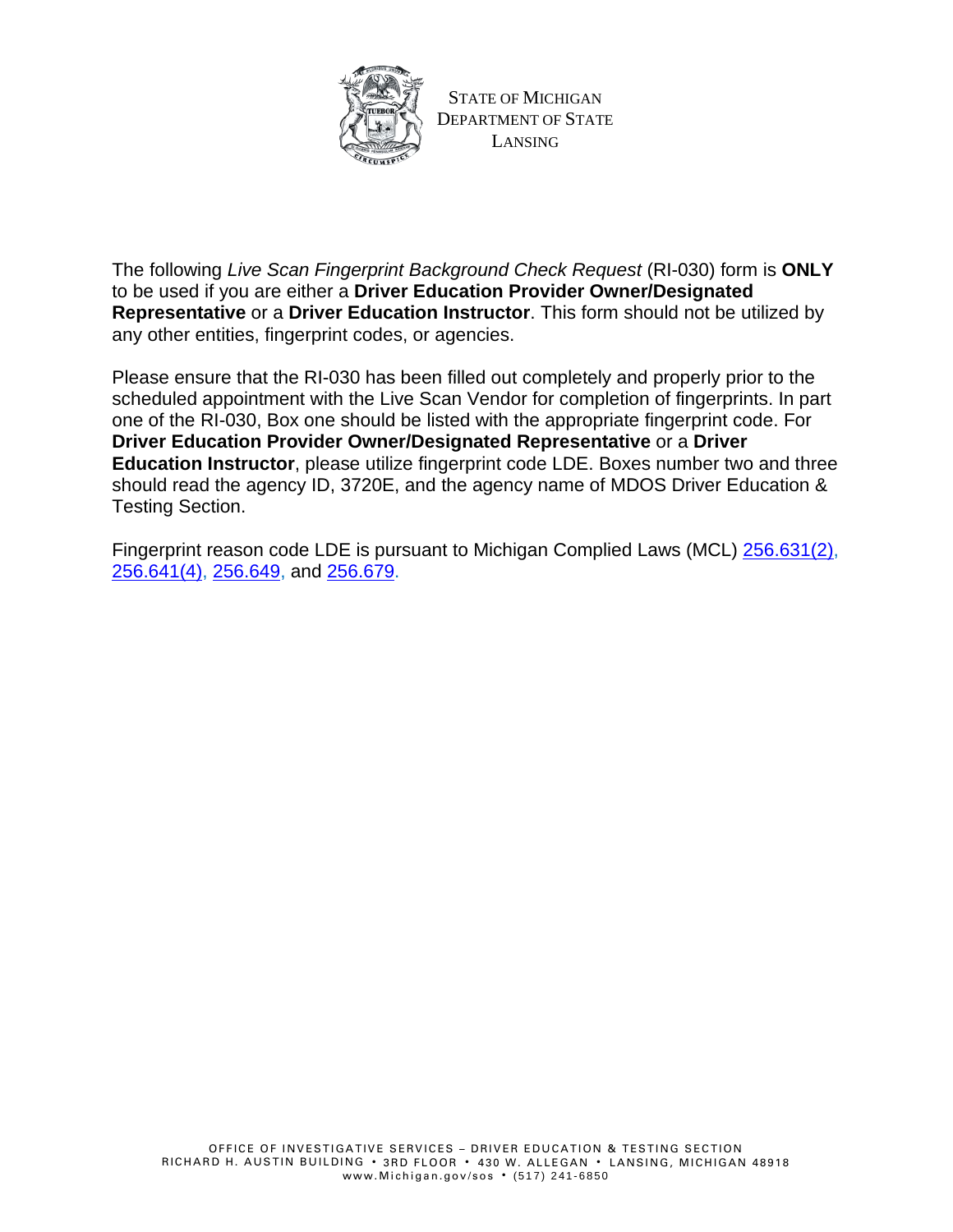STATE OF MICHIGAN
DEPARTMENT OF STATE
LANSING

The following *Live Scan Fingerprint Background Check Request* (RI-030) form is **ONLY** to be used if you are either a **Driver Education Provider Owner/Designated Representative** or a **Driver Education Instructor**. This form should not be utilized by any other entities, fingerprint codes, or agencies.

Please ensure that the RI-030 has been filled out completely and properly prior to the scheduled appointment with the Live Scan Vendor for completion of fingerprints. In part one of the RI-030, Box one should be listed with the appropriate fingerprint code. For **Driver Education Provider Owner/Designated Representative** or a **Driver Education Instructor**, please utilize fingerprint code LDE. Boxes number two and three should read the agency ID, 3720E, and the agency name of MDOS Driver Education & Testing Section.

Fingerprint reason code LDE is pursuant to Michigan Complied Laws (MCL) 256.631(2), 256.641(4), 256.649, and 256.679.

OFFICE OF INVESTIGATIVE SERVICES – DRIVER EDUCATION & TESTING SECTION
RICHARD H. AUSTIN BUILDING • 3RD FLOOR • 430 W. ALLEGAN • LANSING, MICHIGAN 48918
www.Michigan.gov/sos • (517) 241-6850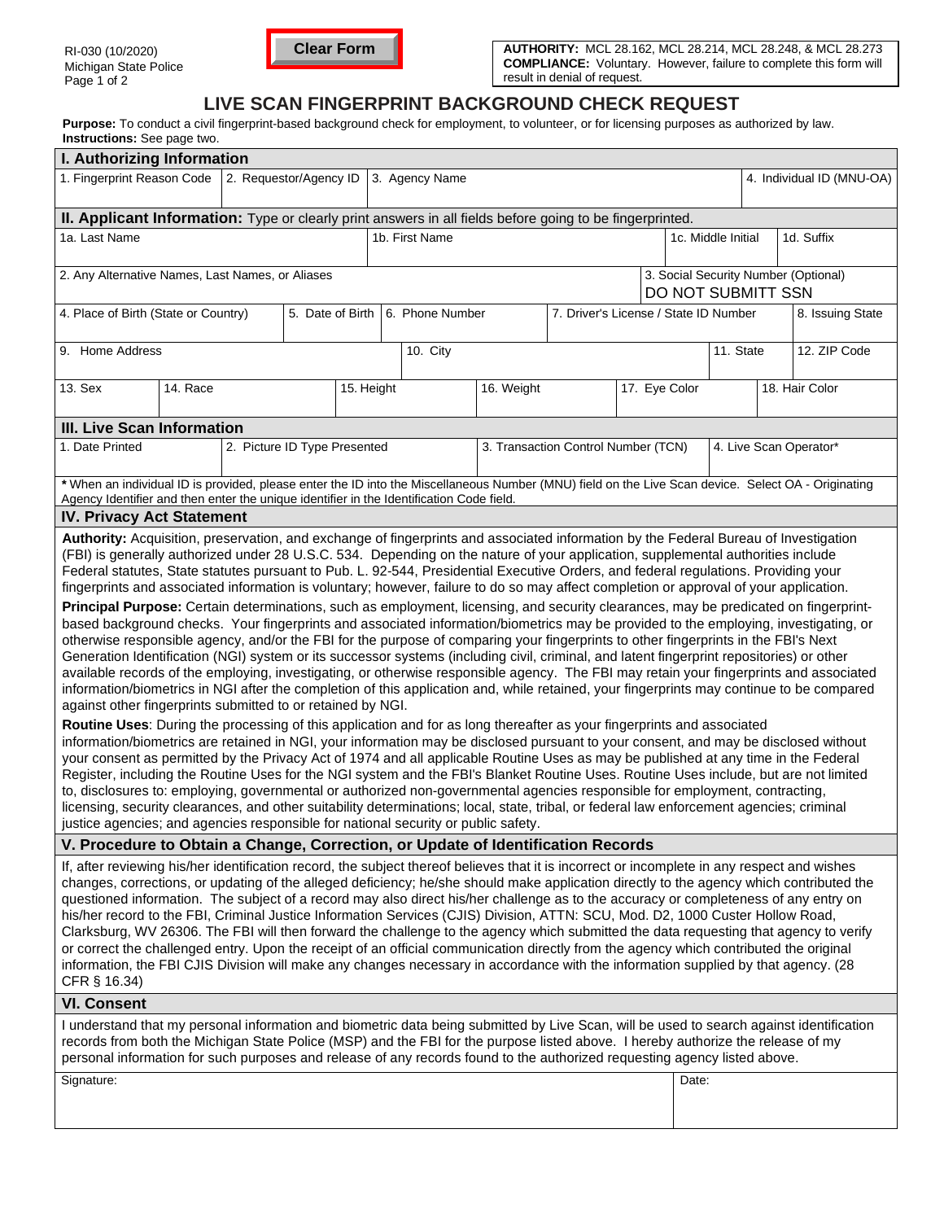RI-030 (10/2020)
Michigan State Police

**Clear Form**

**AUTHORITY:** MCL 28.162, MCL 28.214, MCL 28.248, & MCL 28.273
**COMPLIANCE:** Voluntary. However, failure to complete this form will result in denial of request.

# LIVE SCAN FINGERPRINT BACKGROUND CHECK REQUEST

**Purpose:** To conduct a civil fingerprint-based background check for employment, to volunteer, or for licensing purposes as authorized by law.
**Instructions:** See page two.

## I. Authorizing Information

| 1. Fingerprint Reason Code | 2. Requestor/Agency ID | 3. Agency Name | 4. Individual ID (MNU-OA) |
|---|---|---|---|
| | | | |

## II. Applicant Information: Type or clearly print answers in all fields before going to be fingerprinted.

| 1a. Last Name | 1b. First Name | 1c. Middle Initial | 1d. Suffix |
|---|---|---|---|
| | | | |

| 2. Any Alternative Names, Last Names, or Aliases | 3. Social Security Number (Optional) |
|---|---|
| | DO NOT SUBMITT SSN |

| 4. Place of Birth (State or Country) | 5. Date of Birth | 6. Phone Number | 7. Driver's License / State ID Number | 8. Issuing State |
|---|---|---|---|---|
| | | | | |

| 9. Home Address | 10. City | 11. State | 12. ZIP Code |
|---|---|---|---|
| | | | |

| 13. Sex | 14. Race | 15. Height | 16. Weight | 17. Eye Color | 18. Hair Color |
|---|---|---|---|---|---|
| | | | | | |

## III. Live Scan Information

| 1. Date Printed | 2. Picture ID Type Presented | 3. Transaction Control Number (TCN) | 4. Live Scan Operator* |
|---|---|---|---|
| | | | |

**\*** When an individual ID is provided, please enter the ID into the Miscellaneous Number (MNU) field on the Live Scan device. Select OA - Originating Agency Identifier and then enter the unique identifier in the Identification Code field.

## IV. Privacy Act Statement

**Authority:** Acquisition, preservation, and exchange of fingerprints and associated information by the Federal Bureau of Investigation (FBI) is generally authorized under 28 U.S.C. 534. Depending on the nature of your application, supplemental authorities include Federal statutes, State statutes pursuant to Pub. L. 92-544, Presidential Executive Orders, and federal regulations. Providing your fingerprints and associated information is voluntary; however, failure to do so may affect completion or approval of your application.

**Principal Purpose:** Certain determinations, such as employment, licensing, and security clearances, may be predicated on fingerprint-based background checks. Your fingerprints and associated information/biometrics may be provided to the employing, investigating, or otherwise responsible agency, and/or the FBI for the purpose of comparing your fingerprints to other fingerprints in the FBI's Next Generation Identification (NGI) system or its successor systems (including civil, criminal, and latent fingerprint repositories) or other available records of the employing, investigating, or otherwise responsible agency. The FBI may retain your fingerprints and associated information/biometrics in NGI after the completion of this application and, while retained, your fingerprints may continue to be compared against other fingerprints submitted to or retained by NGI.

**Routine Uses**: During the processing of this application and for as long thereafter as your fingerprints and associated information/biometrics are retained in NGI, your information may be disclosed pursuant to your consent, and may be disclosed without your consent as permitted by the Privacy Act of 1974 and all applicable Routine Uses as may be published at any time in the Federal Register, including the Routine Uses for the NGI system and the FBI's Blanket Routine Uses. Routine Uses include, but are not limited to, disclosures to: employing, governmental or authorized non-governmental agencies responsible for employment, contracting, licensing, security clearances, and other suitability determinations; local, state, tribal, or federal law enforcement agencies; criminal justice agencies; and agencies responsible for national security or public safety.

## V. Procedure to Obtain a Change, Correction, or Update of Identification Records

If, after reviewing his/her identification record, the subject thereof believes that it is incorrect or incomplete in any respect and wishes changes, corrections, or updating of the alleged deficiency; he/she should make application directly to the agency which contributed the questioned information. The subject of a record may also direct his/her challenge as to the accuracy or completeness of any entry on his/her record to the FBI, Criminal Justice Information Services (CJIS) Division, ATTN: SCU, Mod. D2, 1000 Custer Hollow Road, Clarksburg, WV 26306. The FBI will then forward the challenge to the agency which submitted the data requesting that agency to verify or correct the challenged entry. Upon the receipt of an official communication directly from the agency which contributed the original information, the FBI CJIS Division will make any changes necessary in accordance with the information supplied by that agency. (28 CFR § 16.34)

## VI. Consent

I understand that my personal information and biometric data being submitted by Live Scan, will be used to search against identification records from both the Michigan State Police (MSP) and the FBI for the purpose listed above. I hereby authorize the release of my personal information for such purposes and release of any records found to the authorized requesting agency listed above.

| Signature: | Date: |
|---|---|
| | |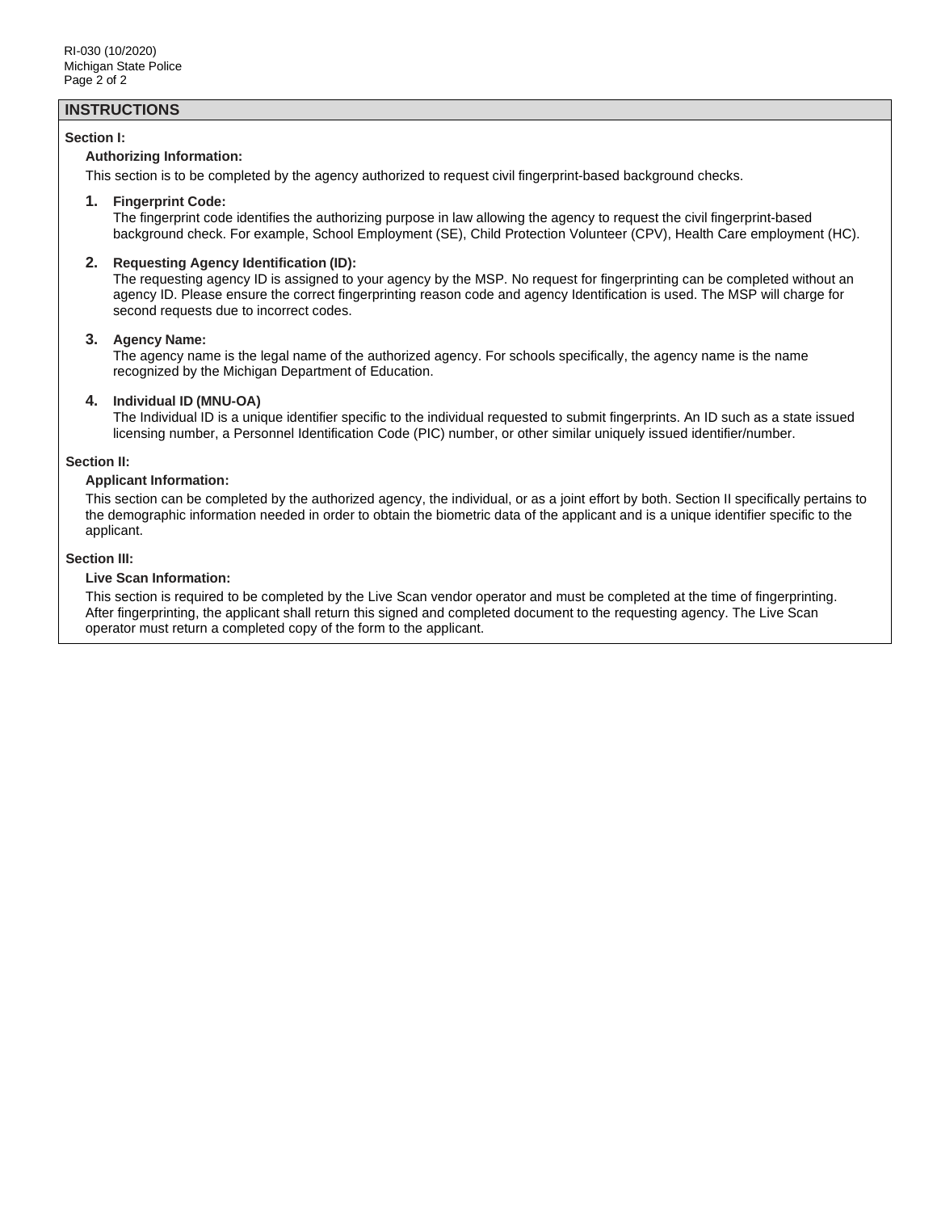## INSTRUCTIONS

**Section I:**

**Authorizing Information:**

This section is to be completed by the agency authorized to request civil fingerprint-based background checks.

1. **Fingerprint Code:**
   The fingerprint code identifies the authorizing purpose in law allowing the agency to request the civil fingerprint-based background check. For example, School Employment (SE), Child Protection Volunteer (CPV), Health Care employment (HC).

2. **Requesting Agency Identification (ID):**
   The requesting agency ID is assigned to your agency by the MSP. No request for fingerprinting can be completed without an agency ID. Please ensure the correct fingerprinting reason code and agency Identification is used. The MSP will charge for second requests due to incorrect codes.

3. **Agency Name:**
   The agency name is the legal name of the authorized agency. For schools specifically, the agency name is the name recognized by the Michigan Department of Education.

4. **Individual ID (MNU-OA)**
   The Individual ID is a unique identifier specific to the individual requested to submit fingerprints. An ID such as a state issued licensing number, a Personnel Identification Code (PIC) number, or other similar uniquely issued identifier/number.

**Section II:**

**Applicant Information:**

This section can be completed by the authorized agency, the individual, or as a joint effort by both. Section II specifically pertains to the demographic information needed in order to obtain the biometric data of the applicant and is a unique identifier specific to the applicant.

**Section III:**

**Live Scan Information:**

This section is required to be completed by the Live Scan vendor operator and must be completed at the time of fingerprinting. After fingerprinting, the applicant shall return this signed and completed document to the requesting agency. The Live Scan operator must return a completed copy of the form to the applicant.